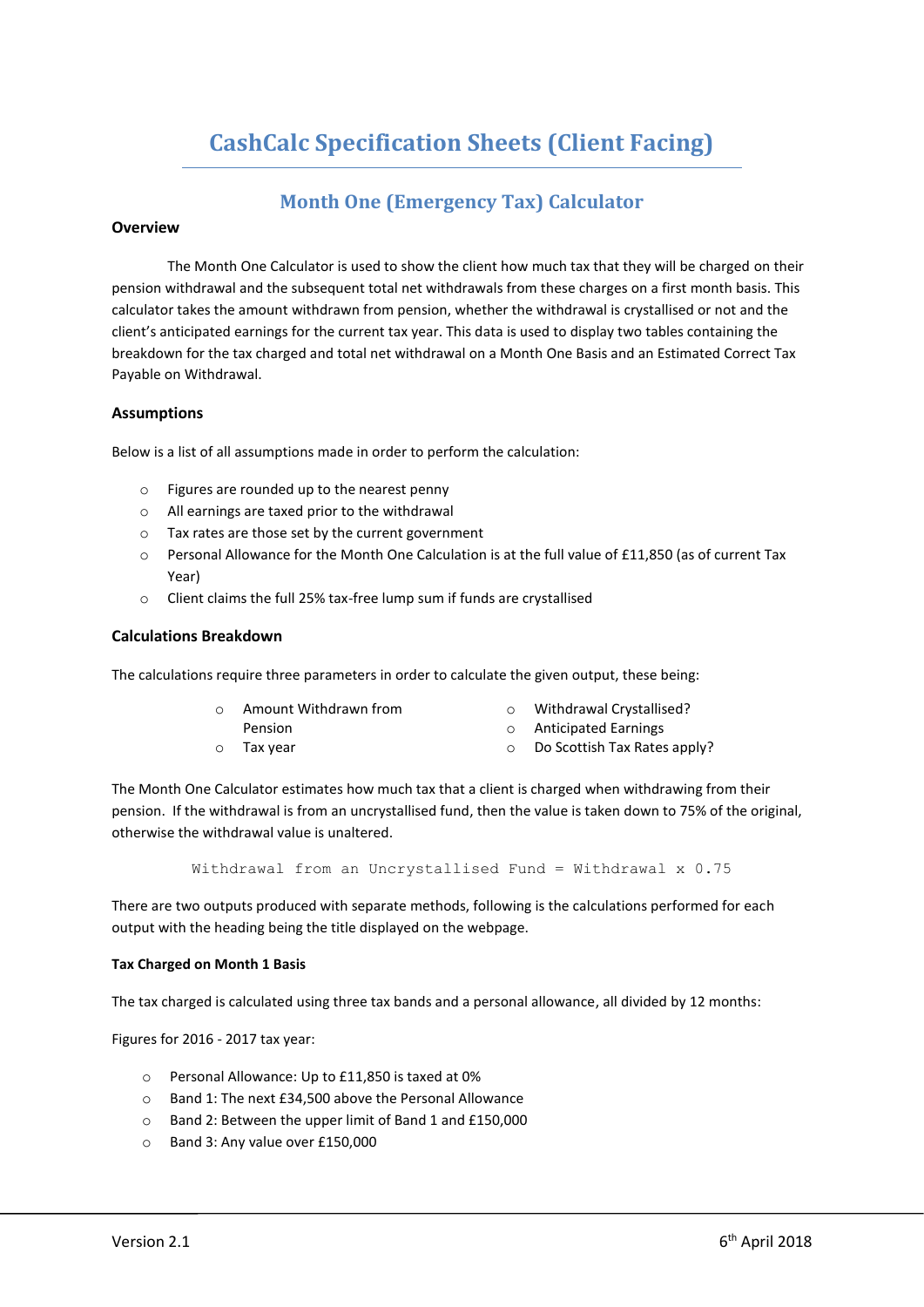# CashCalc Specification Sheets (Client Facing)

## Month One (Emergency Tax) Calculator

### Overview

The Month One Calculator is used to show the client how much tax that they will be charged on their pension withdrawal and the subsequent total net withdrawals from these charges on a first month basis. This calculator takes the amount withdrawn from pension, whether the withdrawal is crystallised or not and the client's anticipated earnings for the current tax year. This data is used to display two tables containing the breakdown for the tax charged and total net withdrawal on a Month One Basis and an Estimated Correct Tax Payable on Withdrawal.

### Assumptions

Below is a list of all assumptions made in order to perform the calculation:

- Figures are rounded up to the nearest penny
- All earnings are taxed prior to the withdrawal
- Tax rates are those set by the current government
- Personal Allowance for the Month One Calculation is at the full value of £11,850 (as of current Tax Year)
- Client claims the full 25% tax-free lump sum if funds are crystallised

### Calculations Breakdown

The calculations require three parameters in order to calculate the given output, these being:

- Amount Withdrawn from Pension
- Tax year
- Withdrawal Crystallised?
- Anticipated Earnings
- Do Scottish Tax Rates apply?

The Month One Calculator estimates how much tax that a client is charged when withdrawing from their pension. If the withdrawal is from an uncrystallised fund, then the value is taken down to 75% of the original, otherwise the withdrawal value is unaltered.

```
Withdrawal from an Uncrystallised Fund = Withdrawal x 0.75
```

There are two outputs produced with separate methods, following is the calculations performed for each output with the heading being the title displayed on the webpage.

**Tax Charged on Month 1 Basis**

The tax charged is calculated using three tax bands and a personal allowance, all divided by 12 months:

Figures for 2016 - 2017 tax year:

- Personal Allowance: Up to £11,850 is taxed at 0%
- Band 1: The next £34,500 above the Personal Allowance
- Band 2: Between the upper limit of Band 1 and £150,000
- Band 3: Any value over £150,000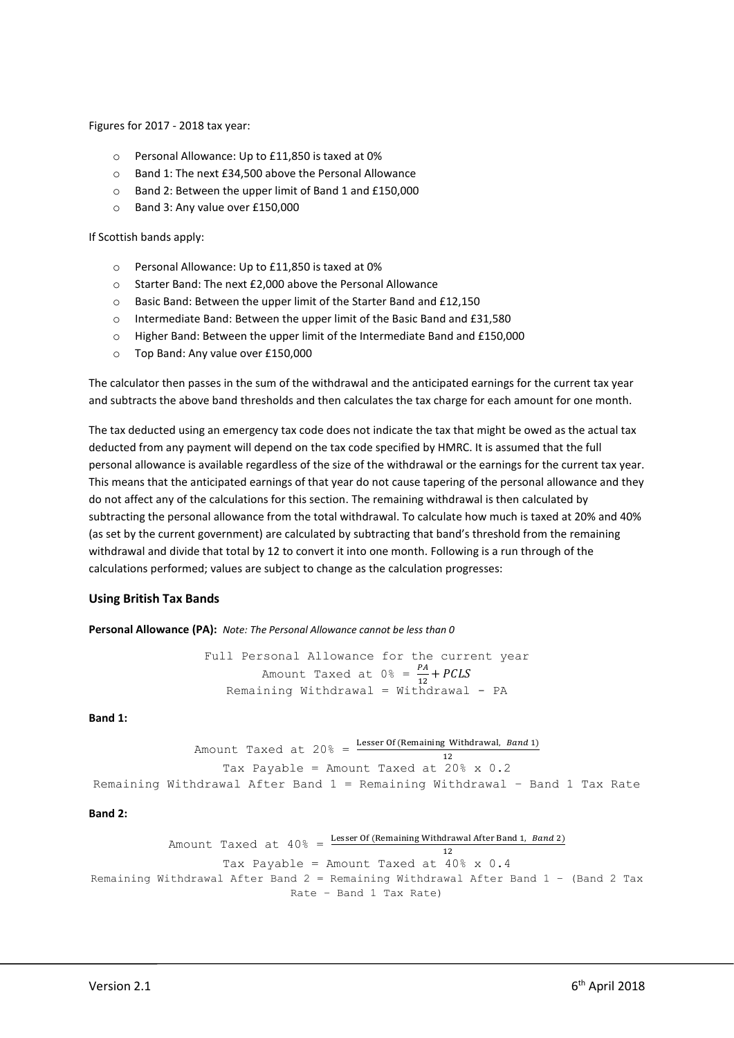Figures for 2017 - 2018 tax year:

- Personal Allowance: Up to £11,850 is taxed at 0%
- Band 1: The next £34,500 above the Personal Allowance
- Band 2: Between the upper limit of Band 1 and £150,000
- Band 3: Any value over £150,000

If Scottish bands apply:

- Personal Allowance: Up to £11,850 is taxed at 0%
- Starter Band: The next £2,000 above the Personal Allowance
- Basic Band: Between the upper limit of the Starter Band and £12,150
- Intermediate Band: Between the upper limit of the Basic Band and £31,580
- Higher Band: Between the upper limit of the Intermediate Band and £150,000
- Top Band: Any value over £150,000

The calculator then passes in the sum of the withdrawal and the anticipated earnings for the current tax year and subtracts the above band thresholds and then calculates the tax charge for each amount for one month.

The tax deducted using an emergency tax code does not indicate the tax that might be owed as the actual tax deducted from any payment will depend on the tax code specified by HMRC. It is assumed that the full personal allowance is available regardless of the size of the withdrawal or the earnings for the current tax year. This means that the anticipated earnings of that year do not cause tapering of the personal allowance and they do not affect any of the calculations for this section. The remaining withdrawal is then calculated by subtracting the personal allowance from the total withdrawal. To calculate how much is taxed at 20% and 40% (as set by the current government) are calculated by subtracting that band's threshold from the remaining withdrawal and divide that total by 12 to convert it into one month. Following is a run through of the calculations performed; values are subject to change as the calculation progresses:

### Using British Tax Bands

**Personal Allowance (PA):** *Note: The Personal Allowance cannot be less than 0*

Full Personal Allowance for the current year

$$\text{Amount Taxed at } 0\% = \frac{PA}{12} + PCLS$$

Remaining Withdrawal = Withdrawal - PA

**Band 1:**

$$\text{Amount Taxed at } 20\% = \frac{\text{Lesser Of (Remaining Withdrawal, } Band\ 1)}{12}$$

Tax Payable = Amount Taxed at 20% x 0.2

Remaining Withdrawal After Band 1 = Remaining Withdrawal – Band 1 Tax Rate

**Band 2:**

$$\text{Amount Taxed at } 40\% = \frac{\text{Lesser Of (Remaining Withdrawal After Band 1, } Band\ 2)}{12}$$

Tax Payable = Amount Taxed at 40% x 0.4

Remaining Withdrawal After Band 2 = Remaining Withdrawal After Band 1 – (Band 2 Tax Rate – Band 1 Tax Rate)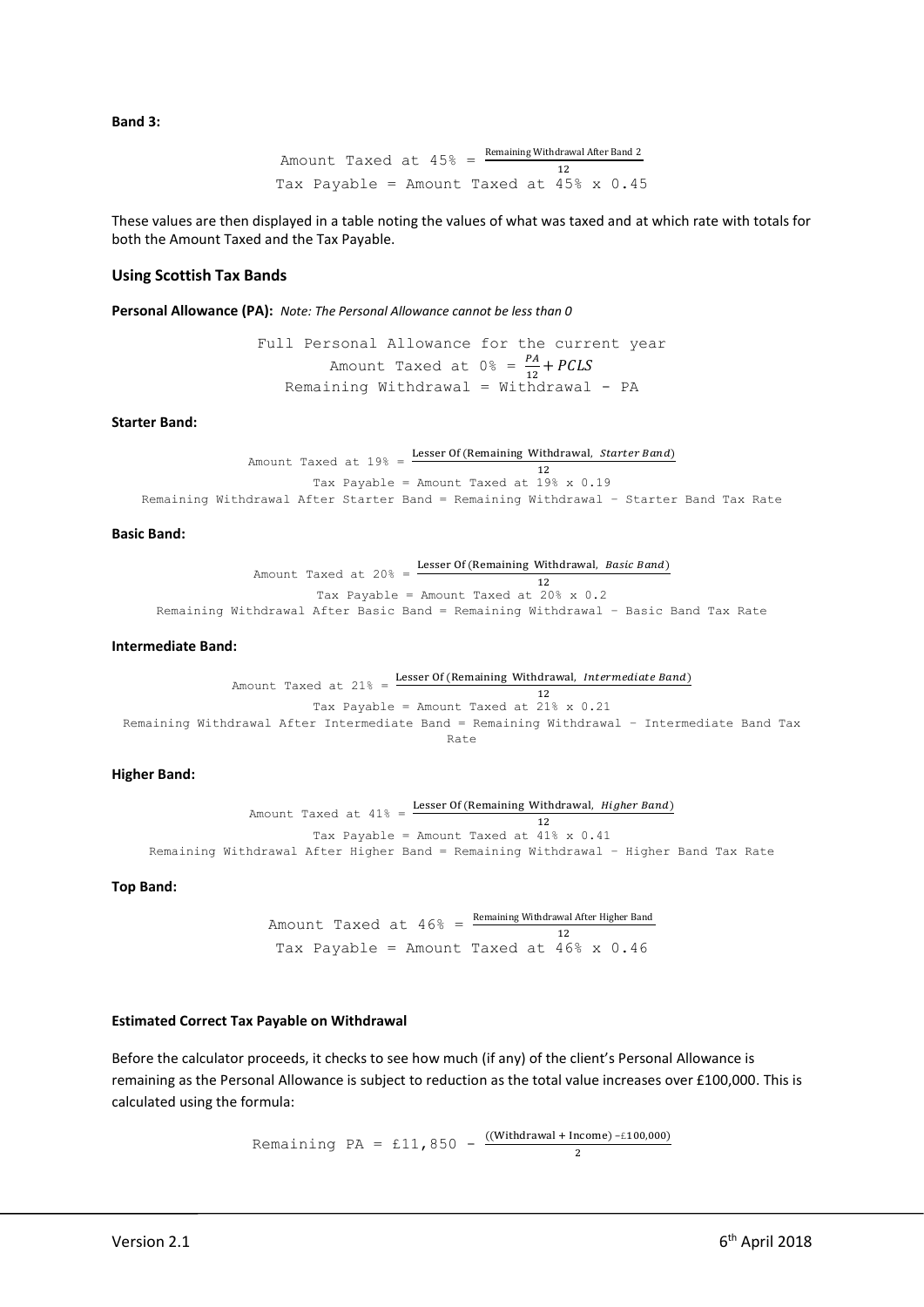**Band 3:**

$$\text{Amount Taxed at 45\%} = \frac{\text{Remaining Withdrawal After Band 2}}{12}$$

$$\text{Tax Payable} = \text{Amount Taxed at 45\%} \times 0.45$$

These values are then displayed in a table noting the values of what was taxed and at which rate with totals for both the Amount Taxed and the Tax Payable.

### Using Scottish Tax Bands

**Personal Allowance (PA):** *Note: The Personal Allowance cannot be less than 0*

Full Personal Allowance for the current year

$$\text{Amount Taxed at 0\%} = \frac{PA}{12} + PCLS$$

$$\text{Remaining Withdrawal} = \text{Withdrawal} - \text{PA}$$

**Starter Band:**

$$\text{Amount Taxed at 19\%} = \frac{\text{Lesser Of (Remaining Withdrawal, } \textit{Starter Band}\text{)}}{12}$$

$$\text{Tax Payable} = \text{Amount Taxed at 19\%} \times 0.19$$

$$\text{Remaining Withdrawal After Starter Band} = \text{Remaining Withdrawal} - \text{Starter Band Tax Rate}$$

**Basic Band:**

$$\text{Amount Taxed at 20\%} = \frac{\text{Lesser Of (Remaining Withdrawal, } \textit{Basic Band}\text{)}}{12}$$

$$\text{Tax Payable} = \text{Amount Taxed at 20\%} \times 0.2$$

$$\text{Remaining Withdrawal After Basic Band} = \text{Remaining Withdrawal} - \text{Basic Band Tax Rate}$$

**Intermediate Band:**

$$\text{Amount Taxed at 21\%} = \frac{\text{Lesser Of (Remaining Withdrawal, } \textit{Intermediate Band}\text{)}}{12}$$

$$\text{Tax Payable} = \text{Amount Taxed at 21\%} \times 0.21$$

$$\text{Remaining Withdrawal After Intermediate Band} = \text{Remaining Withdrawal} - \text{Intermediate Band Tax Rate}$$

**Higher Band:**

$$\text{Amount Taxed at 41\%} = \frac{\text{Lesser Of (Remaining Withdrawal, } \textit{Higher Band}\text{)}}{12}$$

$$\text{Tax Payable} = \text{Amount Taxed at 41\%} \times 0.41$$

$$\text{Remaining Withdrawal After Higher Band} = \text{Remaining Withdrawal} - \text{Higher Band Tax Rate}$$

**Top Band:**

$$\text{Amount Taxed at 46\%} = \frac{\text{Remaining Withdrawal After Higher Band}}{12}$$

$$\text{Tax Payable} = \text{Amount Taxed at 46\%} \times 0.46$$

**Estimated Correct Tax Payable on Withdrawal**

Before the calculator proceeds, it checks to see how much (if any) of the client's Personal Allowance is remaining as the Personal Allowance is subject to reduction as the total value increases over £100,000. This is calculated using the formula:

$$\text{Remaining PA} = £11,850 - \frac{((\text{Withdrawal} + \text{Income}) - £100,000)}{2}$$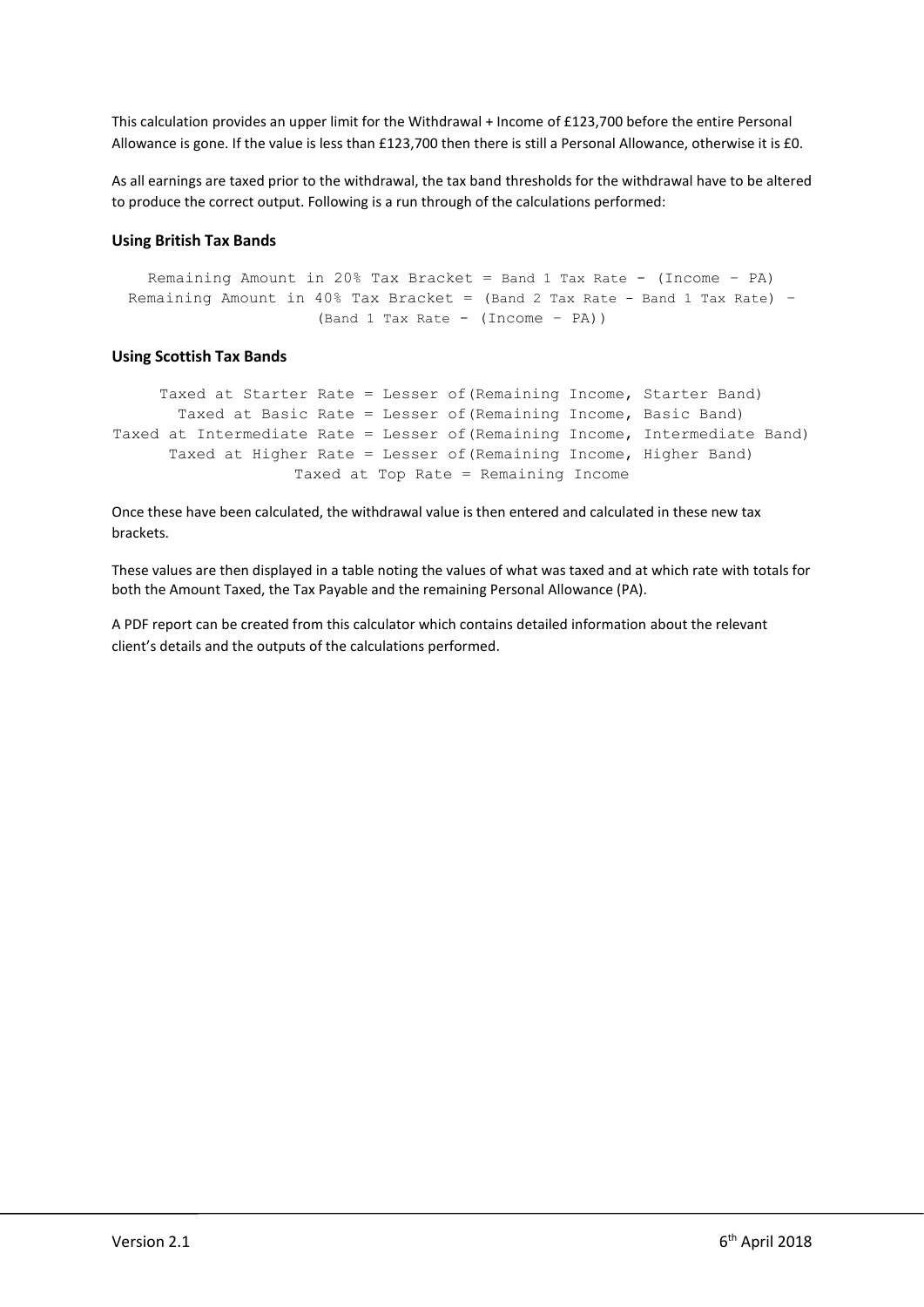This calculation provides an upper limit for the Withdrawal + Income of £123,700 before the entire Personal Allowance is gone. If the value is less than £123,700 then there is still a Personal Allowance, otherwise it is £0.

As all earnings are taxed prior to the withdrawal, the tax band thresholds for the withdrawal have to be altered to produce the correct output. Following is a run through of the calculations performed:

### Using British Tax Bands

```
Remaining Amount in 20% Tax Bracket = Band 1 Tax Rate - (Income – PA)
Remaining Amount in 40% Tax Bracket = (Band 2 Tax Rate - Band 1 Tax Rate) –
                    (Band 1 Tax Rate - (Income – PA))
```

### Using Scottish Tax Bands

```
     Taxed at Starter Rate = Lesser of(Remaining Income, Starter Band)
       Taxed at Basic Rate = Lesser of(Remaining Income, Basic Band)
Taxed at Intermediate Rate = Lesser of(Remaining Income, Intermediate Band)
      Taxed at Higher Rate = Lesser of(Remaining Income, Higher Band)
         Taxed at Top Rate = Remaining Income
```

Once these have been calculated, the withdrawal value is then entered and calculated in these new tax brackets.

These values are then displayed in a table noting the values of what was taxed and at which rate with totals for both the Amount Taxed, the Tax Payable and the remaining Personal Allowance (PA).

A PDF report can be created from this calculator which contains detailed information about the relevant client's details and the outputs of the calculations performed.